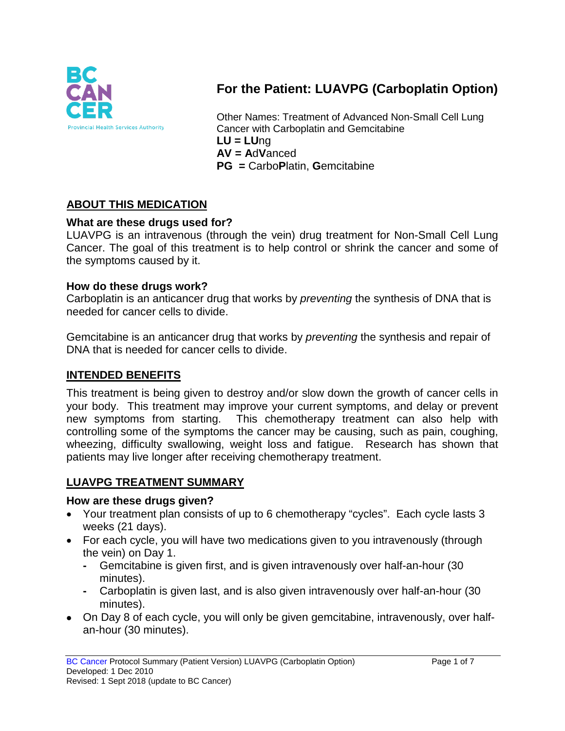# For the Patient: LUAVPG (Carboplatin Option)

Other Names: Treatment of Advanced Non-Small Cell Lung Cancer with Carboplatin and Gemcitabine

**LU = LU**ng

**AV = A**d**V**anced

**PG =** Carbo**P**latin, **G**emcitabine

## ABOUT THIS MEDICATION

### What are these drugs used for?

LUAVPG is an intravenous (through the vein) drug treatment for Non-Small Cell Lung Cancer. The goal of this treatment is to help control or shrink the cancer and some of the symptoms caused by it.

### How do these drugs work?

Carboplatin is an anticancer drug that works by *preventing* the synthesis of DNA that is needed for cancer cells to divide.

Gemcitabine is an anticancer drug that works by *preventing* the synthesis and repair of DNA that is needed for cancer cells to divide.

## INTENDED BENEFITS

This treatment is being given to destroy and/or slow down the growth of cancer cells in your body. This treatment may improve your current symptoms, and delay or prevent new symptoms from starting. This chemotherapy treatment can also help with controlling some of the symptoms the cancer may be causing, such as pain, coughing, wheezing, difficulty swallowing, weight loss and fatigue. Research has shown that patients may live longer after receiving chemotherapy treatment.

## LUAVPG TREATMENT SUMMARY

### How are these drugs given?

- Your treatment plan consists of up to 6 chemotherapy "cycles". Each cycle lasts 3 weeks (21 days).
- For each cycle, you will have two medications given to you intravenously (through the vein) on Day 1.
  - Gemcitabine is given first, and is given intravenously over half-an-hour (30 minutes).
  - Carboplatin is given last, and is also given intravenously over half-an-hour (30 minutes).
- On Day 8 of each cycle, you will only be given gemcitabine, intravenously, over half-an-hour (30 minutes).

BC Cancer Protocol Summary (Patient Version) LUAVPG (Carboplatin Option)
Developed: 1 Dec 2010
Revised: 1 Sept 2018 (update to BC Cancer)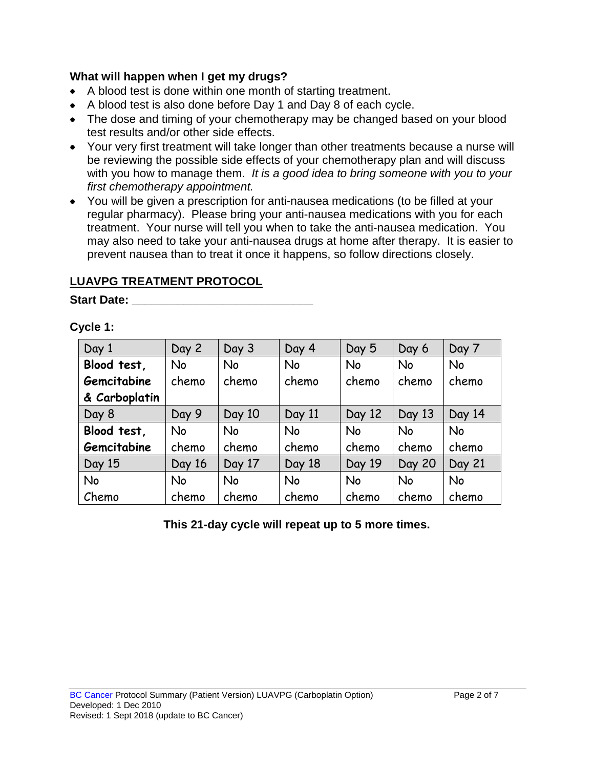**What will happen when I get my drugs?**

- A blood test is done within one month of starting treatment.
- A blood test is also done before Day 1 and Day 8 of each cycle.
- The dose and timing of your chemotherapy may be changed based on your blood test results and/or other side effects.
- Your very first treatment will take longer than other treatments because a nurse will be reviewing the possible side effects of your chemotherapy plan and will discuss with you how to manage them. *It is a good idea to bring someone with you to your first chemotherapy appointment.*
- You will be given a prescription for anti-nausea medications (to be filled at your regular pharmacy). Please bring your anti-nausea medications with you for each treatment. Your nurse will tell you when to take the anti-nausea medication. You may also need to take your anti-nausea drugs at home after therapy. It is easier to prevent nausea than to treat it once it happens, so follow directions closely.

## LUAVPG TREATMENT PROTOCOL

**Start Date: ____________________________**

**Cycle 1:**

| Day 1 | Day 2 | Day 3 | Day 4 | Day 5 | Day 6 | Day 7 |
|---|---|---|---|---|---|---|
| **Blood test, Gemcitabine & Carboplatin** | No chemo | No chemo | No chemo | No chemo | No chemo | No chemo |
| Day 8 | Day 9 | Day 10 | Day 11 | Day 12 | Day 13 | Day 14 |
| **Blood test, Gemcitabine** | No chemo | No chemo | No chemo | No chemo | No chemo | No chemo |
| Day 15 | Day 16 | Day 17 | Day 18 | Day 19 | Day 20 | Day 21 |
| No Chemo | No chemo | No chemo | No chemo | No chemo | No chemo | No chemo |

**This 21-day cycle will repeat up to 5 more times.**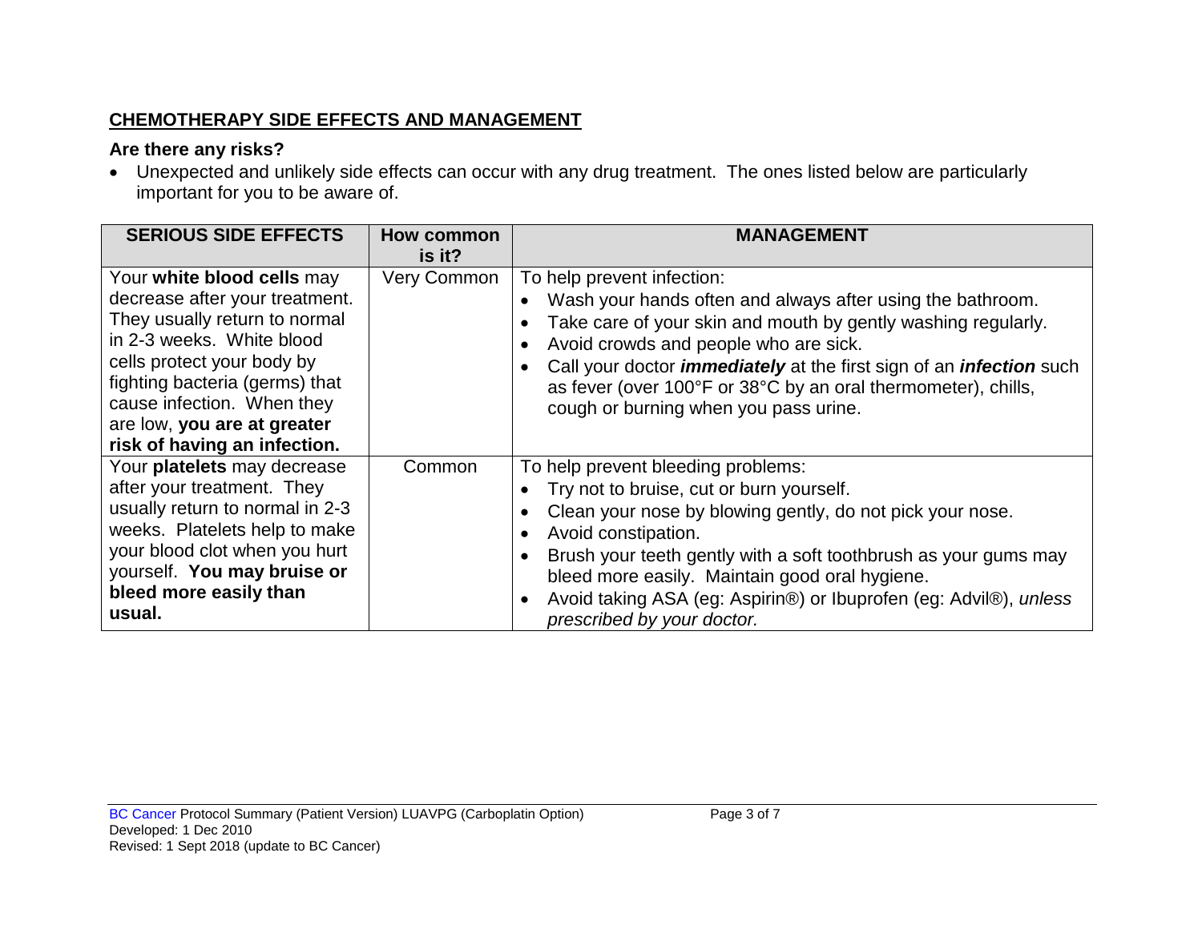## CHEMOTHERAPY SIDE EFFECTS AND MANAGEMENT

### Are there any risks?

- Unexpected and unlikely side effects can occur with any drug treatment. The ones listed below are particularly important for you to be aware of.

| SERIOUS SIDE EFFECTS | How common is it? | MANAGEMENT |
|---|---|---|
| Your **white blood cells** may decrease after your treatment. They usually return to normal in 2-3 weeks. White blood cells protect your body by fighting bacteria (germs) that cause infection. When they are low, **you are at greater risk of having an infection.** | Very Common | To help prevent infection:<br>• Wash your hands often and always after using the bathroom.<br>• Take care of your skin and mouth by gently washing regularly.<br>• Avoid crowds and people who are sick.<br>• Call your doctor ***immediately*** at the first sign of an ***infection*** such as fever (over 100°F or 38°C by an oral thermometer), chills, cough or burning when you pass urine. |
| Your **platelets** may decrease after your treatment. They usually return to normal in 2-3 weeks. Platelets help to make your blood clot when you hurt yourself. **You may bruise or bleed more easily than usual.** | Common | To help prevent bleeding problems:<br>• Try not to bruise, cut or burn yourself.<br>• Clean your nose by blowing gently, do not pick your nose.<br>• Avoid constipation.<br>• Brush your teeth gently with a soft toothbrush as your gums may bleed more easily. Maintain good oral hygiene.<br>• Avoid taking ASA (eg: Aspirin®) or Ibuprofen (eg: Advil®), *unless prescribed by your doctor.* |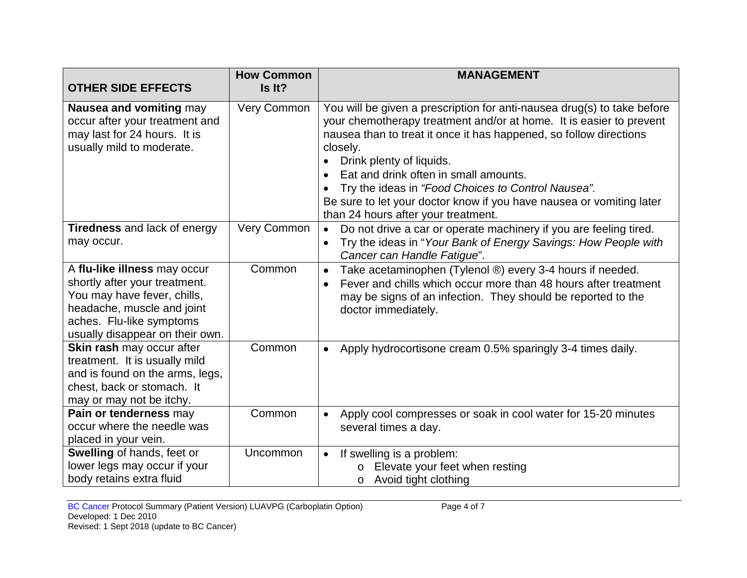| **OTHER SIDE EFFECTS** | **How Common Is It?** | **MANAGEMENT** |
|---|---|---|
| **Nausea and vomiting** may occur after your treatment and may last for 24 hours. It is usually mild to moderate. | Very Common | You will be given a prescription for anti-nausea drug(s) to take before your chemotherapy treatment and/or at home. It is easier to prevent nausea than to treat it once it has happened, so follow directions closely.<br>• Drink plenty of liquids.<br>• Eat and drink often in small amounts.<br>• Try the ideas in *"Food Choices to Control Nausea"*.<br>Be sure to let your doctor know if you have nausea or vomiting later than 24 hours after your treatment. |
| **Tiredness** and lack of energy may occur. | Very Common | • Do not drive a car or operate machinery if you are feeling tired.<br>• Try the ideas in "*Your Bank of Energy Savings: How People with Cancer can Handle Fatigue*". |
| A **flu-like illness** may occur shortly after your treatment. You may have fever, chills, headache, muscle and joint aches. Flu-like symptoms usually disappear on their own. | Common | • Take acetaminophen (Tylenol ®) every 3-4 hours if needed.<br>• Fever and chills which occur more than 48 hours after treatment may be signs of an infection. They should be reported to the doctor immediately. |
| **Skin rash** may occur after treatment. It is usually mild and is found on the arms, legs, chest, back or stomach. It may or may not be itchy. | Common | • Apply hydrocortisone cream 0.5% sparingly 3-4 times daily. |
| **Pain or tenderness** may occur where the needle was placed in your vein. | Common | • Apply cool compresses or soak in cool water for 15-20 minutes several times a day. |
| **Swelling** of hands, feet or lower legs may occur if your body retains extra fluid | Uncommon | • If swelling is a problem:<br>  o Elevate your feet when resting<br>  o Avoid tight clothing |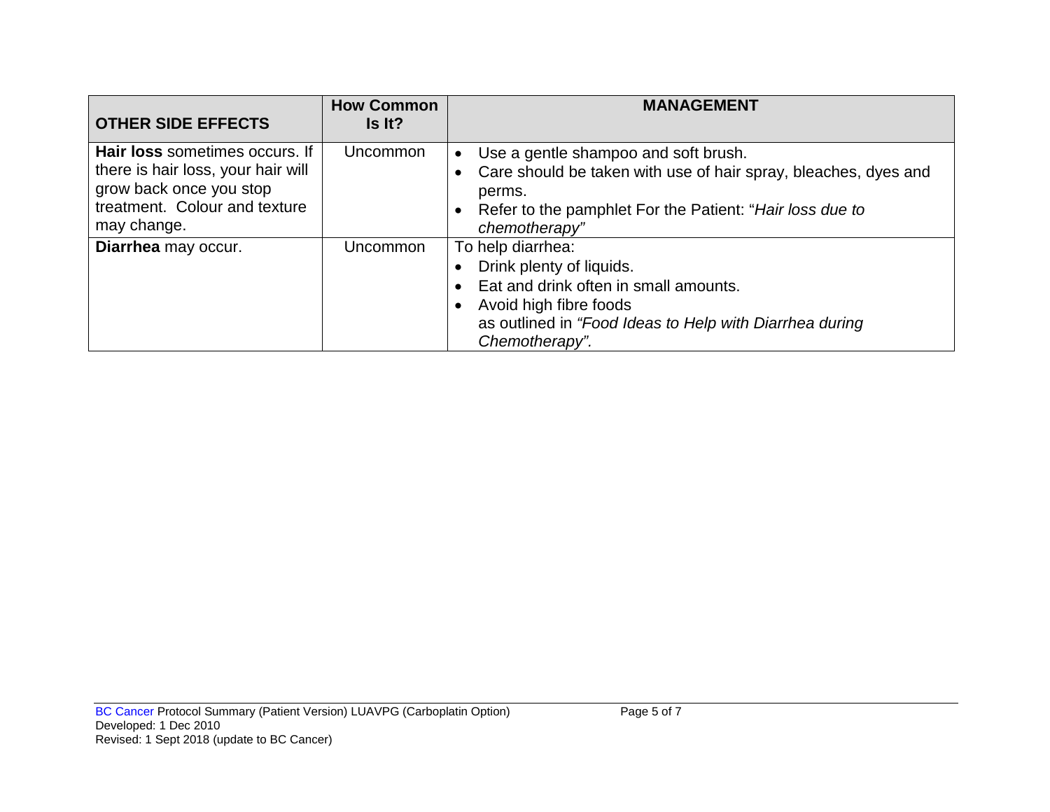| OTHER SIDE EFFECTS | How Common Is It? | MANAGEMENT |
|---|---|---|
| **Hair loss** sometimes occurs. If there is hair loss, your hair will grow back once you stop treatment. Colour and texture may change. | Uncommon | • Use a gentle shampoo and soft brush.<br>• Care should be taken with use of hair spray, bleaches, dyes and perms.<br>• Refer to the pamphlet For the Patient: "*Hair loss due to chemotherapy*" |
| **Diarrhea** may occur. | Uncommon | To help diarrhea:<br>• Drink plenty of liquids.<br>• Eat and drink often in small amounts.<br>• Avoid high fibre foods as outlined in *"Food Ideas to Help with Diarrhea during Chemotherapy"*. |

BC Cancer Protocol Summary (Patient Version) LUAVPG (Carboplatin Option)
Developed: 1 Dec 2010
Revised: 1 Sept 2018 (update to BC Cancer)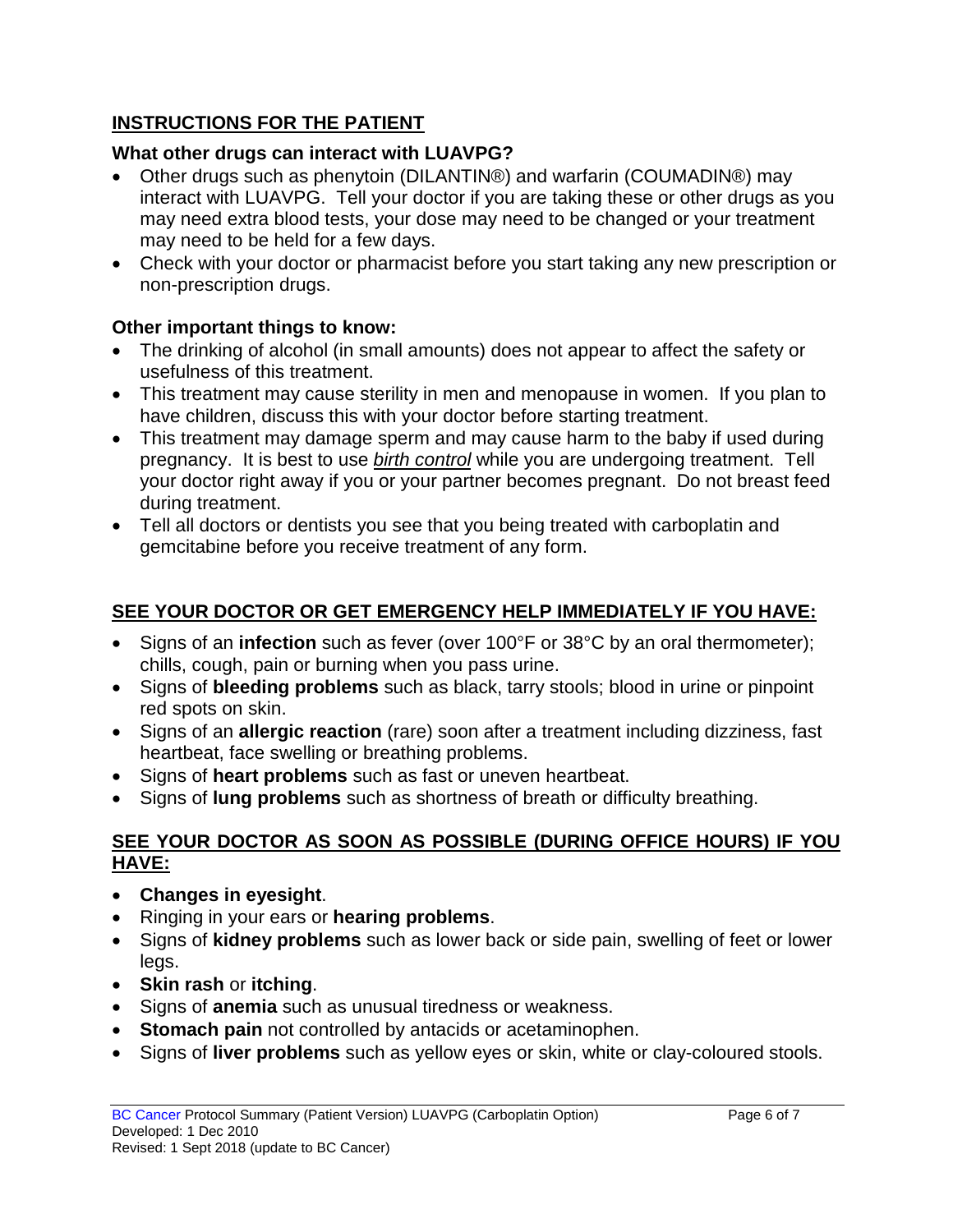## INSTRUCTIONS FOR THE PATIENT

### What other drugs can interact with LUAVPG?

- Other drugs such as phenytoin (DILANTIN®) and warfarin (COUMADIN®) may interact with LUAVPG. Tell your doctor if you are taking these or other drugs as you may need extra blood tests, your dose may need to be changed or your treatment may need to be held for a few days.
- Check with your doctor or pharmacist before you start taking any new prescription or non-prescription drugs.

### Other important things to know:

- The drinking of alcohol (in small amounts) does not appear to affect the safety or usefulness of this treatment.
- This treatment may cause sterility in men and menopause in women. If you plan to have children, discuss this with your doctor before starting treatment.
- This treatment may damage sperm and may cause harm to the baby if used during pregnancy. It is best to use *birth control* while you are undergoing treatment. Tell your doctor right away if you or your partner becomes pregnant. Do not breast feed during treatment.
- Tell all doctors or dentists you see that you being treated with carboplatin and gemcitabine before you receive treatment of any form.

## SEE YOUR DOCTOR OR GET EMERGENCY HELP IMMEDIATELY IF YOU HAVE:

- Signs of an **infection** such as fever (over 100°F or 38°C by an oral thermometer); chills, cough, pain or burning when you pass urine.
- Signs of **bleeding problems** such as black, tarry stools; blood in urine or pinpoint red spots on skin.
- Signs of an **allergic reaction** (rare) soon after a treatment including dizziness, fast heartbeat, face swelling or breathing problems.
- Signs of **heart problems** such as fast or uneven heartbeat.
- Signs of **lung problems** such as shortness of breath or difficulty breathing.

## SEE YOUR DOCTOR AS SOON AS POSSIBLE (DURING OFFICE HOURS) IF YOU HAVE:

- **Changes in eyesight**.
- Ringing in your ears or **hearing problems**.
- Signs of **kidney problems** such as lower back or side pain, swelling of feet or lower legs.
- **Skin rash** or **itching**.
- Signs of **anemia** such as unusual tiredness or weakness.
- **Stomach pain** not controlled by antacids or acetaminophen.
- Signs of **liver problems** such as yellow eyes or skin, white or clay-coloured stools.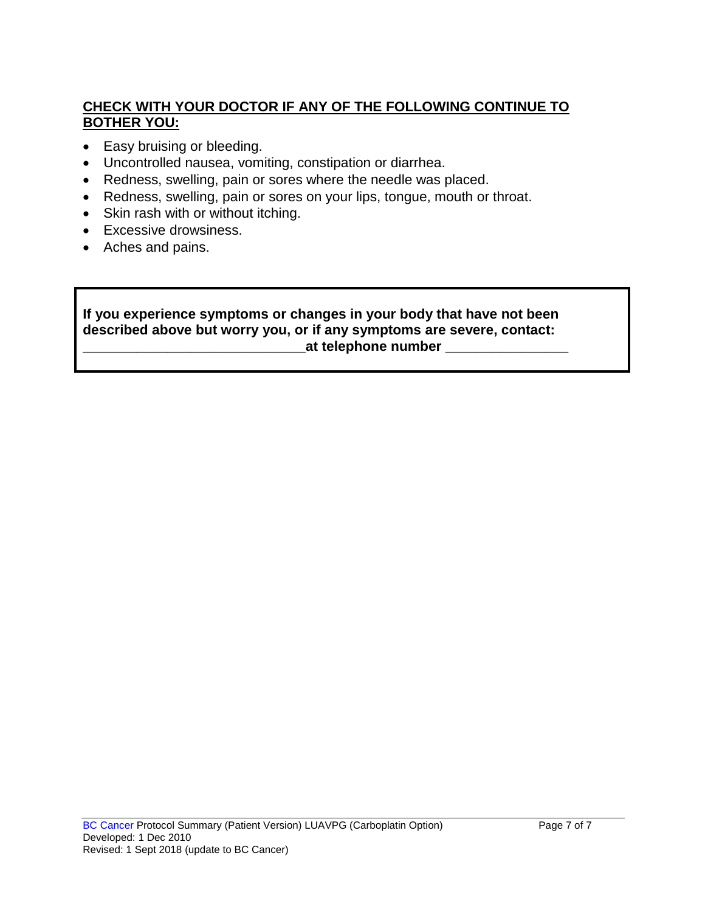**CHECK WITH YOUR DOCTOR IF ANY OF THE FOLLOWING CONTINUE TO BOTHER YOU:**

- Easy bruising or bleeding.
- Uncontrolled nausea, vomiting, constipation or diarrhea.
- Redness, swelling, pain or sores where the needle was placed.
- Redness, swelling, pain or sores on your lips, tongue, mouth or throat.
- Skin rash with or without itching.
- Excessive drowsiness.
- Aches and pains.

**If you experience symptoms or changes in your body that have not been described above but worry you, or if any symptoms are severe, contact: ____________________________at telephone number ________________**